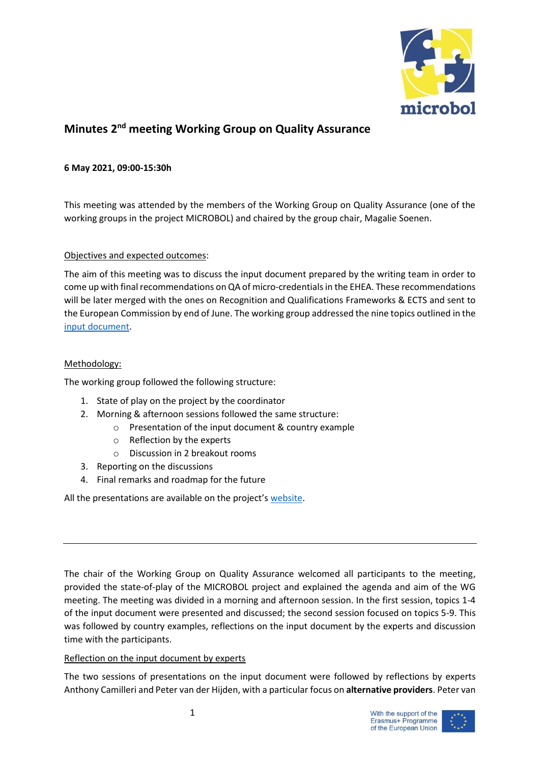# Minutes 2nd meeting Working Group on Quality Assurance

**6 May 2021, 09:00-15:30h**

This meeting was attended by the members of the Working Group on Quality Assurance (one of the working groups in the project MICROBOL) and chaired by the group chair, Magalie Soenen.

Objectives and expected outcomes:

The aim of this meeting was to discuss the input document prepared by the writing team in order to come up with final recommendations on QA of micro-credentials in the EHEA. These recommendations will be later merged with the ones on Recognition and Qualifications Frameworks & ECTS and sent to the European Commission by end of June. The working group addressed the nine topics outlined in the input document.

Methodology:

The working group followed the following structure:

1. State of play on the project by the coordinator
2. Morning & afternoon sessions followed the same structure:
   - Presentation of the input document & country example
   - Reflection by the experts
   - Discussion in 2 breakout rooms
3. Reporting on the discussions
4. Final remarks and roadmap for the future

All the presentations are available on the project's website.

---

The chair of the Working Group on Quality Assurance welcomed all participants to the meeting, provided the state-of-play of the MICROBOL project and explained the agenda and aim of the WG meeting. The meeting was divided in a morning and afternoon session. In the first session, topics 1-4 of the input document were presented and discussed; the second session focused on topics 5-9. This was followed by country examples, reflections on the input document by the experts and discussion time with the participants.

Reflection on the input document by experts

The two sessions of presentations on the input document were followed by reflections by experts Anthony Camilleri and Peter van der Hijden, with a particular focus on **alternative providers**. Peter van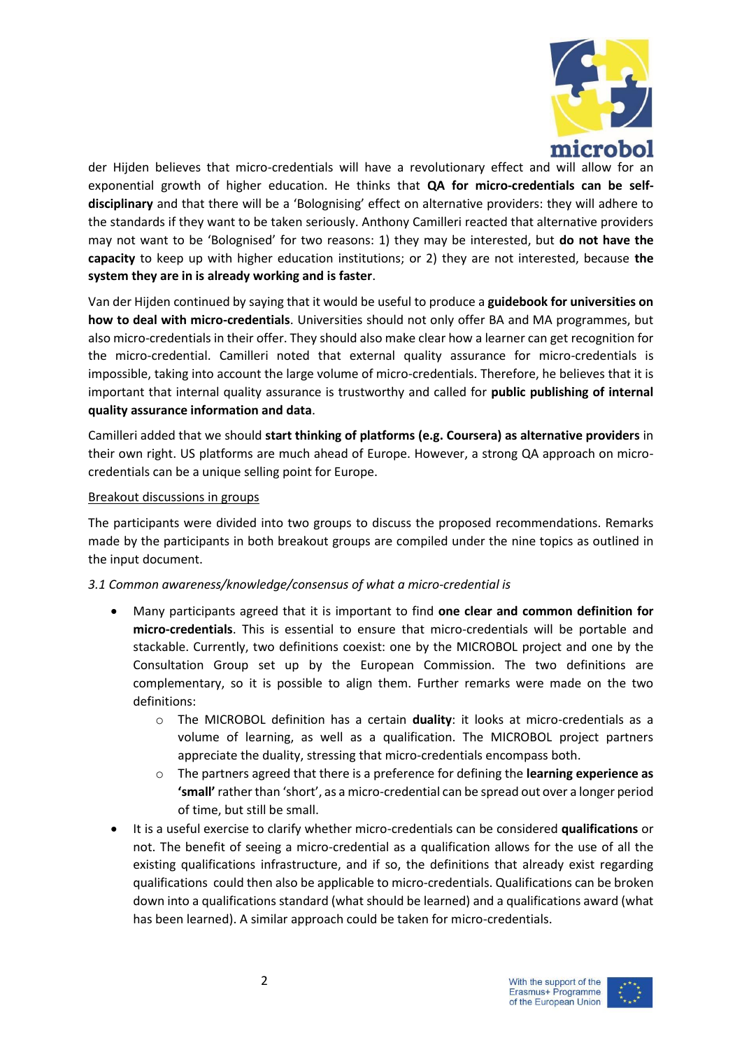der Hijden believes that micro-credentials will have a revolutionary effect and will allow for an exponential growth of higher education. He thinks that **QA for micro-credentials can be self-disciplinary** and that there will be a 'Bolognising' effect on alternative providers: they will adhere to the standards if they want to be taken seriously. Anthony Camilleri reacted that alternative providers may not want to be 'Bolognised' for two reasons: 1) they may be interested, but **do not have the capacity** to keep up with higher education institutions; or 2) they are not interested, because **the system they are in is already working and is faster**.

Van der Hijden continued by saying that it would be useful to produce a **guidebook for universities on how to deal with micro-credentials**. Universities should not only offer BA and MA programmes, but also micro-credentials in their offer. They should also make clear how a learner can get recognition for the micro-credential. Camilleri noted that external quality assurance for micro-credentials is impossible, taking into account the large volume of micro-credentials. Therefore, he believes that it is important that internal quality assurance is trustworthy and called for **public publishing of internal quality assurance information and data**.

Camilleri added that we should **start thinking of platforms (e.g. Coursera) as alternative providers** in their own right. US platforms are much ahead of Europe. However, a strong QA approach on micro-credentials can be a unique selling point for Europe.

<u>Breakout discussions in groups</u>

The participants were divided into two groups to discuss the proposed recommendations. Remarks made by the participants in both breakout groups are compiled under the nine topics as outlined in the input document.

*3.1 Common awareness/knowledge/consensus of what a micro-credential is*

- Many participants agreed that it is important to find **one clear and common definition for micro-credentials**. This is essential to ensure that micro-credentials will be portable and stackable. Currently, two definitions coexist: one by the MICROBOL project and one by the Consultation Group set up by the European Commission. The two definitions are complementary, so it is possible to align them. Further remarks were made on the two definitions:
    - The MICROBOL definition has a certain **duality**: it looks at micro-credentials as a volume of learning, as well as a qualification. The MICROBOL project partners appreciate the duality, stressing that micro-credentials encompass both.
    - The partners agreed that there is a preference for defining the **learning experience as 'small'** rather than 'short', as a micro-credential can be spread out over a longer period of time, but still be small.
- It is a useful exercise to clarify whether micro-credentials can be considered **qualifications** or not. The benefit of seeing a micro-credential as a qualification allows for the use of all the existing qualifications infrastructure, and if so, the definitions that already exist regarding qualifications could then also be applicable to micro-credentials. Qualifications can be broken down into a qualifications standard (what should be learned) and a qualifications award (what has been learned). A similar approach could be taken for micro-credentials.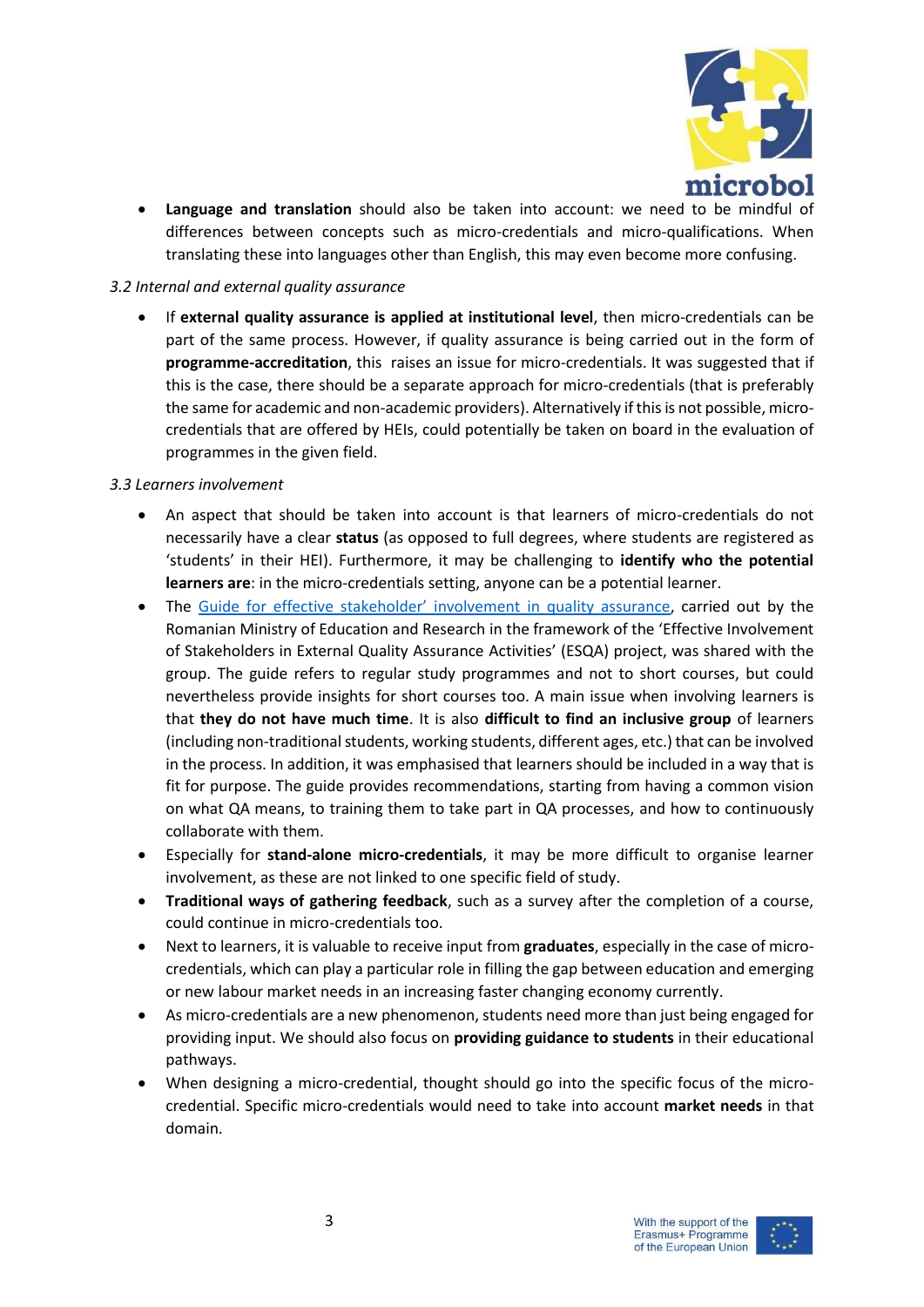- **Language and translation** should also be taken into account: we need to be mindful of differences between concepts such as micro-credentials and micro-qualifications. When translating these into languages other than English, this may even become more confusing.

*3.2 Internal and external quality assurance*

- If **external quality assurance is applied at institutional level**, then micro-credentials can be part of the same process. However, if quality assurance is being carried out in the form of **programme-accreditation**, this raises an issue for micro-credentials. It was suggested that if this is the case, there should be a separate approach for micro-credentials (that is preferably the same for academic and non-academic providers). Alternatively if this is not possible, micro-credentials that are offered by HEIs, could potentially be taken on board in the evaluation of programmes in the given field.

*3.3 Learners involvement*

- An aspect that should be taken into account is that learners of micro-credentials do not necessarily have a clear **status** (as opposed to full degrees, where students are registered as 'students' in their HEI). Furthermore, it may be challenging to **identify who the potential learners are**: in the micro-credentials setting, anyone can be a potential learner.
- The Guide for effective stakeholder' involvement in quality assurance, carried out by the Romanian Ministry of Education and Research in the framework of the 'Effective Involvement of Stakeholders in External Quality Assurance Activities' (ESQA) project, was shared with the group. The guide refers to regular study programmes and not to short courses, but could nevertheless provide insights for short courses too. A main issue when involving learners is that **they do not have much time**. It is also **difficult to find an inclusive group** of learners (including non-traditional students, working students, different ages, etc.) that can be involved in the process. In addition, it was emphasised that learners should be included in a way that is fit for purpose. The guide provides recommendations, starting from having a common vision on what QA means, to training them to take part in QA processes, and how to continuously collaborate with them.
- Especially for **stand-alone micro-credentials**, it may be more difficult to organise learner involvement, as these are not linked to one specific field of study.
- **Traditional ways of gathering feedback**, such as a survey after the completion of a course, could continue in micro-credentials too.
- Next to learners, it is valuable to receive input from **graduates**, especially in the case of micro-credentials, which can play a particular role in filling the gap between education and emerging or new labour market needs in an increasing faster changing economy currently.
- As micro-credentials are a new phenomenon, students need more than just being engaged for providing input. We should also focus on **providing guidance to students** in their educational pathways.
- When designing a micro-credential, thought should go into the specific focus of the micro-credential. Specific micro-credentials would need to take into account **market needs** in that domain.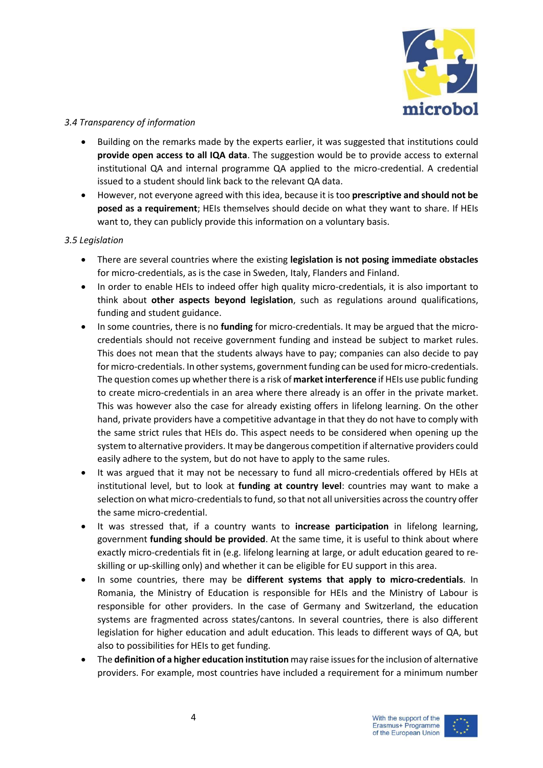*3.4 Transparency of information*

- Building on the remarks made by the experts earlier, it was suggested that institutions could **provide open access to all IQA data**. The suggestion would be to provide access to external institutional QA and internal programme QA applied to the micro-credential. A credential issued to a student should link back to the relevant QA data.
- However, not everyone agreed with this idea, because it is too **prescriptive and should not be posed as a requirement**; HEIs themselves should decide on what they want to share. If HEIs want to, they can publicly provide this information on a voluntary basis.

*3.5 Legislation*

- There are several countries where the existing **legislation is not posing immediate obstacles** for micro-credentials, as is the case in Sweden, Italy, Flanders and Finland.
- In order to enable HEIs to indeed offer high quality micro-credentials, it is also important to think about **other aspects beyond legislation**, such as regulations around qualifications, funding and student guidance.
- In some countries, there is no **funding** for micro-credentials. It may be argued that the micro-credentials should not receive government funding and instead be subject to market rules. This does not mean that the students always have to pay; companies can also decide to pay for micro-credentials. In other systems, government funding can be used for micro-credentials. The question comes up whether there is a risk of **market interference** if HEIs use public funding to create micro-credentials in an area where there already is an offer in the private market. This was however also the case for already existing offers in lifelong learning. On the other hand, private providers have a competitive advantage in that they do not have to comply with the same strict rules that HEIs do. This aspect needs to be considered when opening up the system to alternative providers. It may be dangerous competition if alternative providers could easily adhere to the system, but do not have to apply to the same rules.
- It was argued that it may not be necessary to fund all micro-credentials offered by HEIs at institutional level, but to look at **funding at country level**: countries may want to make a selection on what micro-credentials to fund, so that not all universities across the country offer the same micro-credential.
- It was stressed that, if a country wants to **increase participation** in lifelong learning, government **funding should be provided**. At the same time, it is useful to think about where exactly micro-credentials fit in (e.g. lifelong learning at large, or adult education geared to re-skilling or up-skilling only) and whether it can be eligible for EU support in this area.
- In some countries, there may be **different systems that apply to micro-credentials**. In Romania, the Ministry of Education is responsible for HEIs and the Ministry of Labour is responsible for other providers. In the case of Germany and Switzerland, the education systems are fragmented across states/cantons. In several countries, there is also different legislation for higher education and adult education. This leads to different ways of QA, but also to possibilities for HEIs to get funding.
- The **definition of a higher education institution** may raise issues for the inclusion of alternative providers. For example, most countries have included a requirement for a minimum number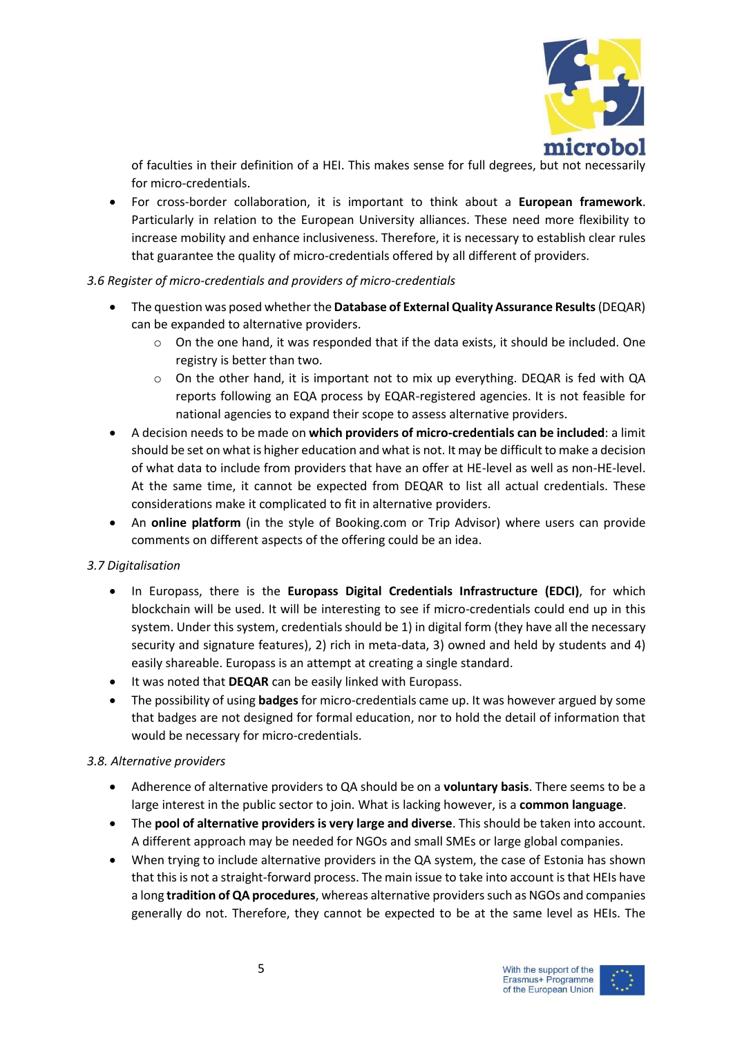of faculties in their definition of a HEI. This makes sense for full degrees, but not necessarily for micro-credentials.

- For cross-border collaboration, it is important to think about a **European framework**. Particularly in relation to the European University alliances. These need more flexibility to increase mobility and enhance inclusiveness. Therefore, it is necessary to establish clear rules that guarantee the quality of micro-credentials offered by all different of providers.

*3.6 Register of micro-credentials and providers of micro-credentials*

- The question was posed whether the **Database of External Quality Assurance Results** (DEQAR) can be expanded to alternative providers.
  - On the one hand, it was responded that if the data exists, it should be included. One registry is better than two.
  - On the other hand, it is important not to mix up everything. DEQAR is fed with QA reports following an EQA process by EQAR-registered agencies. It is not feasible for national agencies to expand their scope to assess alternative providers.
- A decision needs to be made on **which providers of micro-credentials can be included**: a limit should be set on what is higher education and what is not. It may be difficult to make a decision of what data to include from providers that have an offer at HE-level as well as non-HE-level. At the same time, it cannot be expected from DEQAR to list all actual credentials. These considerations make it complicated to fit in alternative providers.
- An **online platform** (in the style of Booking.com or Trip Advisor) where users can provide comments on different aspects of the offering could be an idea.

*3.7 Digitalisation*

- In Europass, there is the **Europass Digital Credentials Infrastructure (EDCI)**, for which blockchain will be used. It will be interesting to see if micro-credentials could end up in this system. Under this system, credentials should be 1) in digital form (they have all the necessary security and signature features), 2) rich in meta-data, 3) owned and held by students and 4) easily shareable. Europass is an attempt at creating a single standard.
- It was noted that **DEQAR** can be easily linked with Europass.
- The possibility of using **badges** for micro-credentials came up. It was however argued by some that badges are not designed for formal education, nor to hold the detail of information that would be necessary for micro-credentials.

*3.8. Alternative providers*

- Adherence of alternative providers to QA should be on a **voluntary basis**. There seems to be a large interest in the public sector to join. What is lacking however, is a **common language**.
- The **pool of alternative providers is very large and diverse**. This should be taken into account. A different approach may be needed for NGOs and small SMEs or large global companies.
- When trying to include alternative providers in the QA system, the case of Estonia has shown that this is not a straight-forward process. The main issue to take into account is that HEIs have a long **tradition of QA procedures**, whereas alternative providers such as NGOs and companies generally do not. Therefore, they cannot be expected to be at the same level as HEIs. The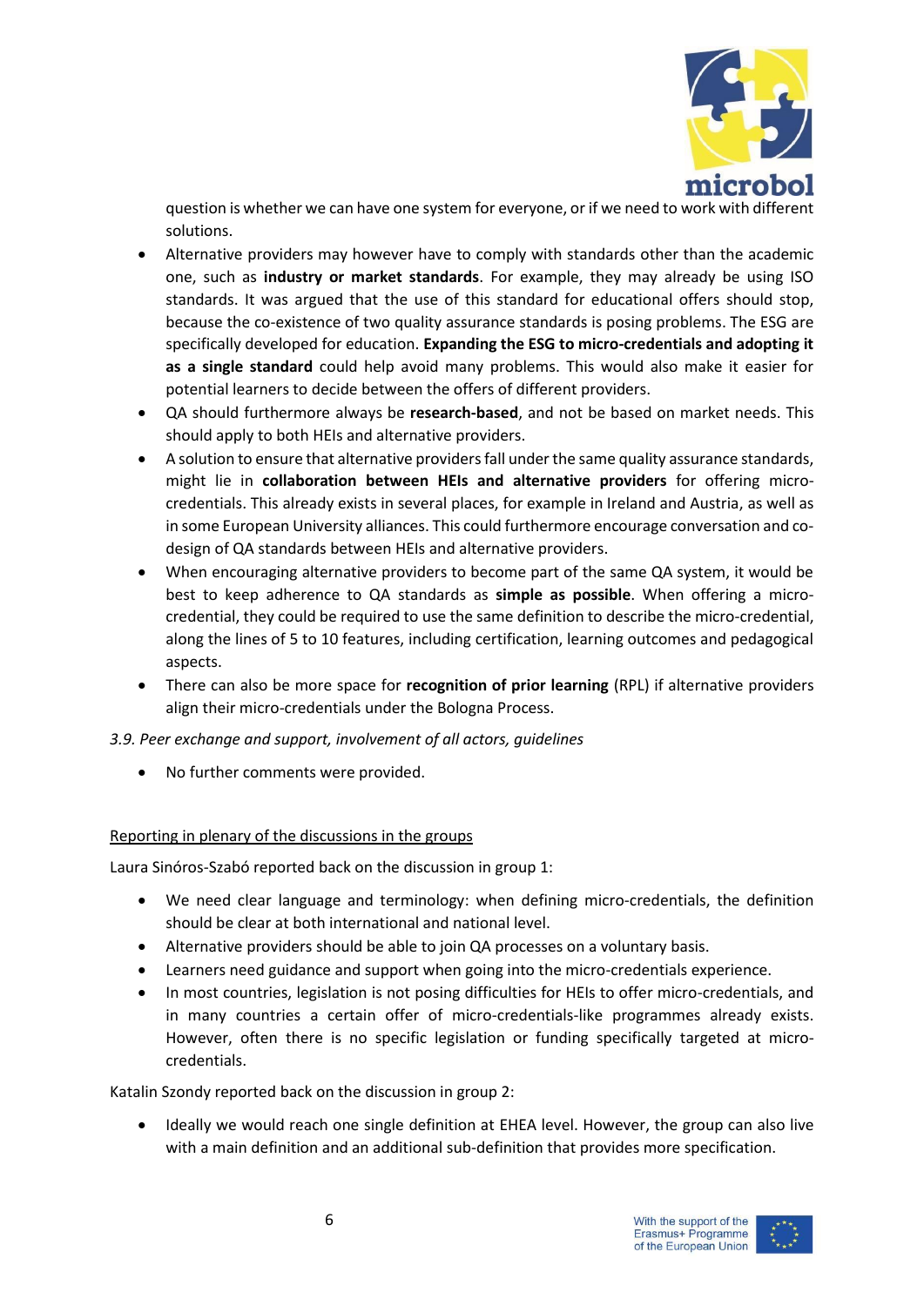question is whether we can have one system for everyone, or if we need to work with different solutions.

- Alternative providers may however have to comply with standards other than the academic one, such as **industry or market standards**. For example, they may already be using ISO standards. It was argued that the use of this standard for educational offers should stop, because the co-existence of two quality assurance standards is posing problems. The ESG are specifically developed for education. **Expanding the ESG to micro-credentials and adopting it as a single standard** could help avoid many problems. This would also make it easier for potential learners to decide between the offers of different providers.
- QA should furthermore always be **research-based**, and not be based on market needs. This should apply to both HEIs and alternative providers.
- A solution to ensure that alternative providers fall under the same quality assurance standards, might lie in **collaboration between HEIs and alternative providers** for offering micro-credentials. This already exists in several places, for example in Ireland and Austria, as well as in some European University alliances. This could furthermore encourage conversation and co-design of QA standards between HEIs and alternative providers.
- When encouraging alternative providers to become part of the same QA system, it would be best to keep adherence to QA standards as **simple as possible**. When offering a micro-credential, they could be required to use the same definition to describe the micro-credential, along the lines of 5 to 10 features, including certification, learning outcomes and pedagogical aspects.
- There can also be more space for **recognition of prior learning** (RPL) if alternative providers align their micro-credentials under the Bologna Process.

*3.9. Peer exchange and support, involvement of all actors, guidelines*

- No further comments were provided.

<u>Reporting in plenary of the discussions in the groups</u>

Laura Sinóros-Szabó reported back on the discussion in group 1:

- We need clear language and terminology: when defining micro-credentials, the definition should be clear at both international and national level.
- Alternative providers should be able to join QA processes on a voluntary basis.
- Learners need guidance and support when going into the micro-credentials experience.
- In most countries, legislation is not posing difficulties for HEIs to offer micro-credentials, and in many countries a certain offer of micro-credentials-like programmes already exists. However, often there is no specific legislation or funding specifically targeted at micro-credentials.

Katalin Szondy reported back on the discussion in group 2:

- Ideally we would reach one single definition at EHEA level. However, the group can also live with a main definition and an additional sub-definition that provides more specification.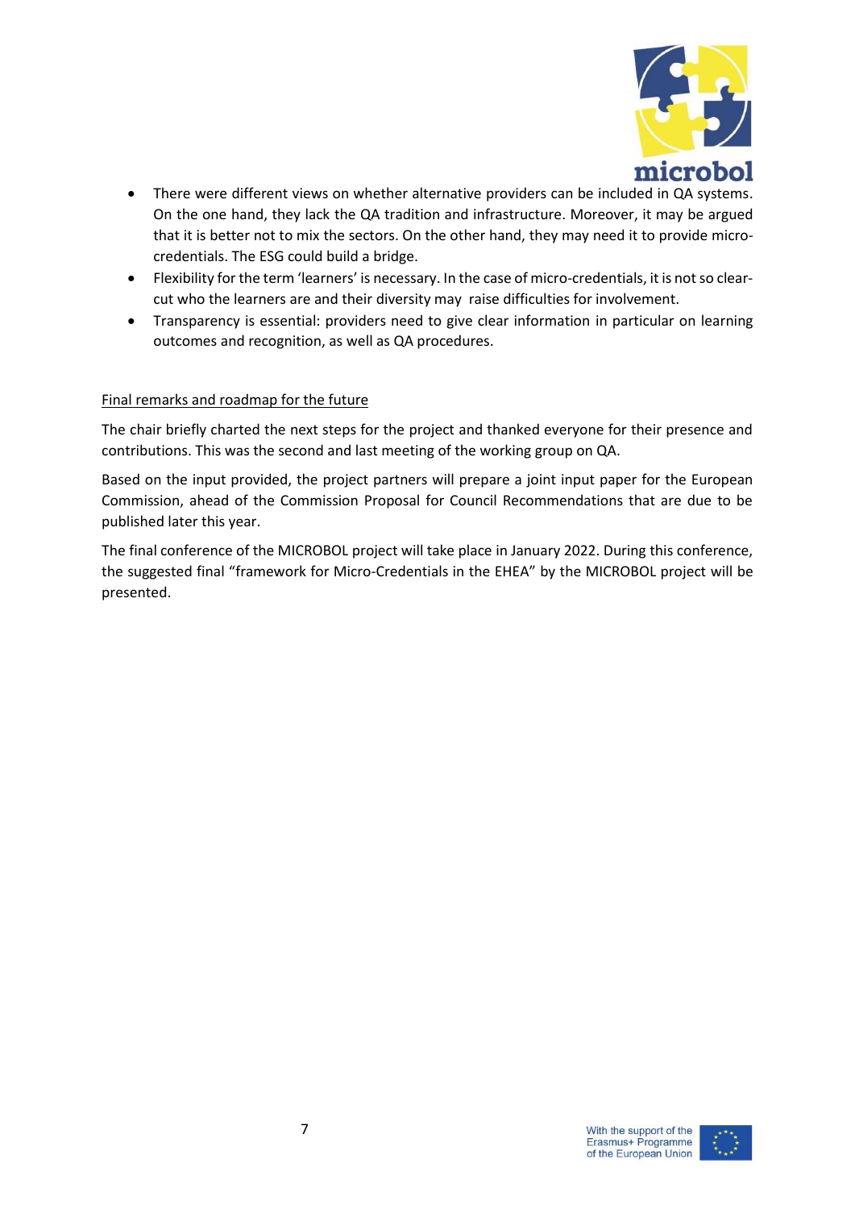- There were different views on whether alternative providers can be included in QA systems. On the one hand, they lack the QA tradition and infrastructure. Moreover, it may be argued that it is better not to mix the sectors. On the other hand, they may need it to provide micro-credentials. The ESG could build a bridge.
- Flexibility for the term 'learners' is necessary. In the case of micro-credentials, it is not so clear-cut who the learners are and their diversity may raise difficulties for involvement.
- Transparency is essential: providers need to give clear information in particular on learning outcomes and recognition, as well as QA procedures.

<u>Final remarks and roadmap for the future</u>

The chair briefly charted the next steps for the project and thanked everyone for their presence and contributions. This was the second and last meeting of the working group on QA.

Based on the input provided, the project partners will prepare a joint input paper for the European Commission, ahead of the Commission Proposal for Council Recommendations that are due to be published later this year.

The final conference of the MICROBOL project will take place in January 2022. During this conference, the suggested final "framework for Micro-Credentials in the EHEA" by the MICROBOL project will be presented.